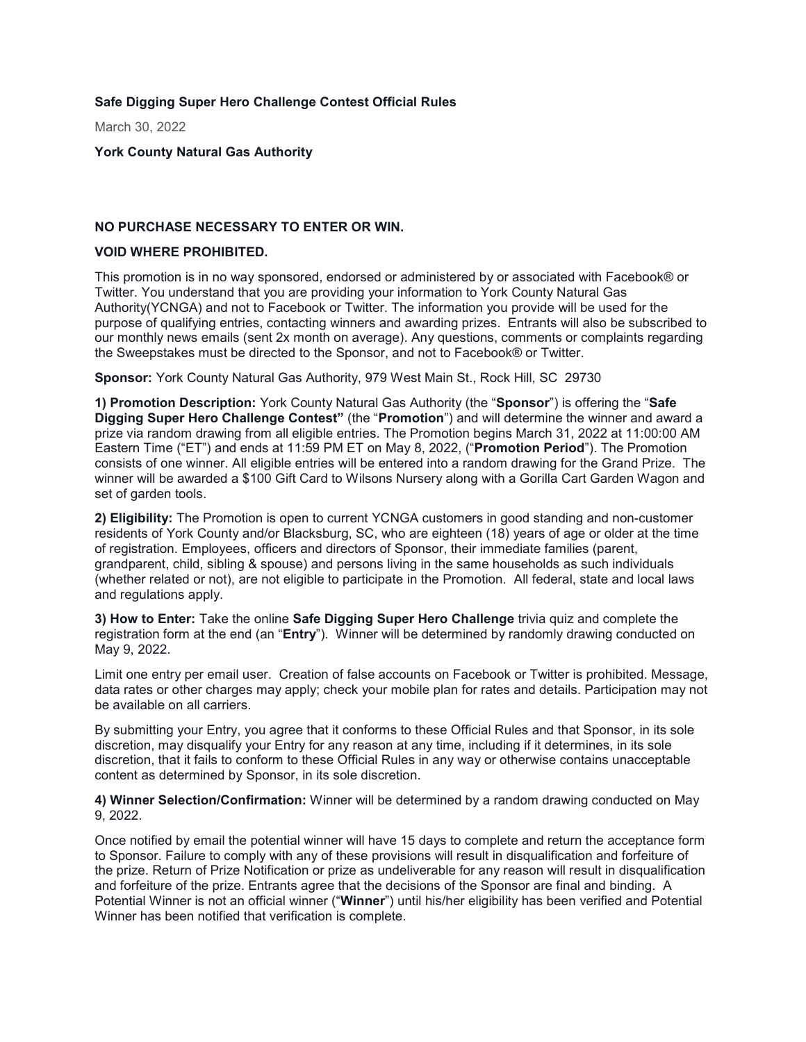**Safe Digging Super Hero Challenge Contest Official Rules**

March 30, 2022

**York County Natural Gas Authority**

**NO PURCHASE NECESSARY TO ENTER OR WIN.**

**VOID WHERE PROHIBITED.**

This promotion is in no way sponsored, endorsed or administered by or associated with Facebook® or Twitter. You understand that you are providing your information to York County Natural Gas Authority(YCNGA) and not to Facebook or Twitter. The information you provide will be used for the purpose of qualifying entries, contacting winners and awarding prizes. Entrants will also be subscribed to our monthly news emails (sent 2x month on average). Any questions, comments or complaints regarding the Sweepstakes must be directed to the Sponsor, and not to Facebook® or Twitter.

**Sponsor:** York County Natural Gas Authority, 979 West Main St., Rock Hill, SC 29730

**1) Promotion Description:** York County Natural Gas Authority (the "**Sponsor**") is offering the "**Safe Digging Super Hero Challenge Contest"** (the "**Promotion**") and will determine the winner and award a prize via random drawing from all eligible entries. The Promotion begins March 31, 2022 at 11:00:00 AM Eastern Time ("ET") and ends at 11:59 PM ET on May 8, 2022, ("**Promotion Period**"). The Promotion consists of one winner. All eligible entries will be entered into a random drawing for the Grand Prize. The winner will be awarded a $100 Gift Card to Wilsons Nursery along with a Gorilla Cart Garden Wagon and set of garden tools.

**2) Eligibility:** The Promotion is open to current YCNGA customers in good standing and non-customer residents of York County and/or Blacksburg, SC, who are eighteen (18) years of age or older at the time of registration. Employees, officers and directors of Sponsor, their immediate families (parent, grandparent, child, sibling & spouse) and persons living in the same households as such individuals (whether related or not), are not eligible to participate in the Promotion. All federal, state and local laws and regulations apply.

**3) How to Enter:** Take the online **Safe Digging Super Hero Challenge** trivia quiz and complete the registration form at the end (an "**Entry**"). Winner will be determined by randomly drawing conducted on May 9, 2022.

Limit one entry per email user. Creation of false accounts on Facebook or Twitter is prohibited. Message, data rates or other charges may apply; check your mobile plan for rates and details. Participation may not be available on all carriers.

By submitting your Entry, you agree that it conforms to these Official Rules and that Sponsor, in its sole discretion, may disqualify your Entry for any reason at any time, including if it determines, in its sole discretion, that it fails to conform to these Official Rules in any way or otherwise contains unacceptable content as determined by Sponsor, in its sole discretion.

**4) Winner Selection/Confirmation:** Winner will be determined by a random drawing conducted on May 9, 2022.

Once notified by email the potential winner will have 15 days to complete and return the acceptance form to Sponsor. Failure to comply with any of these provisions will result in disqualification and forfeiture of the prize. Return of Prize Notification or prize as undeliverable for any reason will result in disqualification and forfeiture of the prize. Entrants agree that the decisions of the Sponsor are final and binding. A Potential Winner is not an official winner ("**Winner**") until his/her eligibility has been verified and Potential Winner has been notified that verification is complete.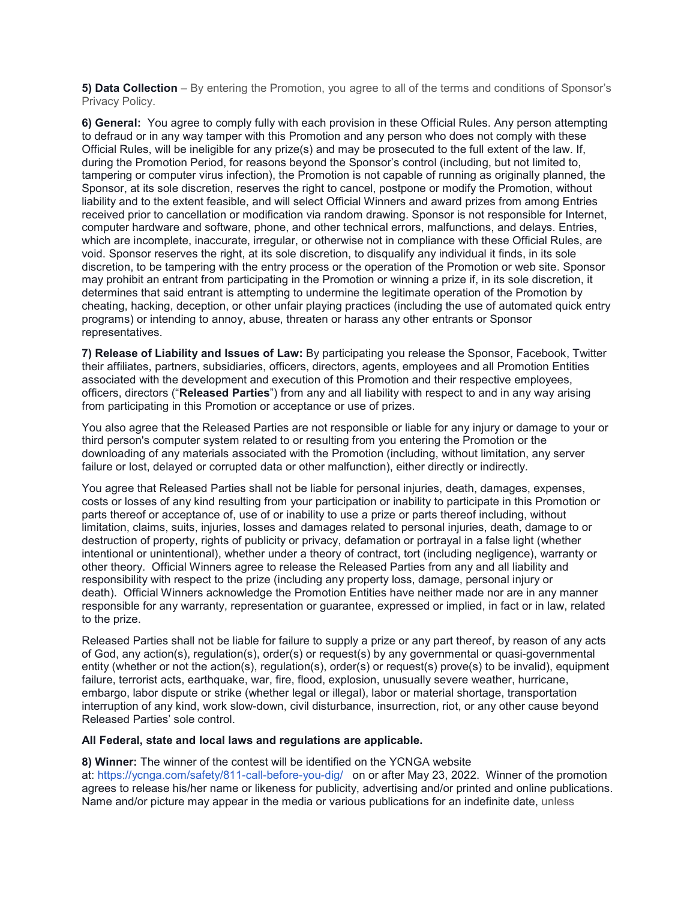**5) Data Collection** – By entering the Promotion, you agree to all of the terms and conditions of Sponsor's Privacy Policy.

**6) General:** You agree to comply fully with each provision in these Official Rules. Any person attempting to defraud or in any way tamper with this Promotion and any person who does not comply with these Official Rules, will be ineligible for any prize(s) and may be prosecuted to the full extent of the law. If, during the Promotion Period, for reasons beyond the Sponsor's control (including, but not limited to, tampering or computer virus infection), the Promotion is not capable of running as originally planned, the Sponsor, at its sole discretion, reserves the right to cancel, postpone or modify the Promotion, without liability and to the extent feasible, and will select Official Winners and award prizes from among Entries received prior to cancellation or modification via random drawing. Sponsor is not responsible for Internet, computer hardware and software, phone, and other technical errors, malfunctions, and delays. Entries, which are incomplete, inaccurate, irregular, or otherwise not in compliance with these Official Rules, are void. Sponsor reserves the right, at its sole discretion, to disqualify any individual it finds, in its sole discretion, to be tampering with the entry process or the operation of the Promotion or web site. Sponsor may prohibit an entrant from participating in the Promotion or winning a prize if, in its sole discretion, it determines that said entrant is attempting to undermine the legitimate operation of the Promotion by cheating, hacking, deception, or other unfair playing practices (including the use of automated quick entry programs) or intending to annoy, abuse, threaten or harass any other entrants or Sponsor representatives.

**7) Release of Liability and Issues of Law:** By participating you release the Sponsor, Facebook, Twitter their affiliates, partners, subsidiaries, officers, directors, agents, employees and all Promotion Entities associated with the development and execution of this Promotion and their respective employees, officers, directors ("**Released Parties**") from any and all liability with respect to and in any way arising from participating in this Promotion or acceptance or use of prizes.

You also agree that the Released Parties are not responsible or liable for any injury or damage to your or third person's computer system related to or resulting from you entering the Promotion or the downloading of any materials associated with the Promotion (including, without limitation, any server failure or lost, delayed or corrupted data or other malfunction), either directly or indirectly.

You agree that Released Parties shall not be liable for personal injuries, death, damages, expenses, costs or losses of any kind resulting from your participation or inability to participate in this Promotion or parts thereof or acceptance of, use of or inability to use a prize or parts thereof including, without limitation, claims, suits, injuries, losses and damages related to personal injuries, death, damage to or destruction of property, rights of publicity or privacy, defamation or portrayal in a false light (whether intentional or unintentional), whether under a theory of contract, tort (including negligence), warranty or other theory. Official Winners agree to release the Released Parties from any and all liability and responsibility with respect to the prize (including any property loss, damage, personal injury or death). Official Winners acknowledge the Promotion Entities have neither made nor are in any manner responsible for any warranty, representation or guarantee, expressed or implied, in fact or in law, related to the prize.

Released Parties shall not be liable for failure to supply a prize or any part thereof, by reason of any acts of God, any action(s), regulation(s), order(s) or request(s) by any governmental or quasi-governmental entity (whether or not the action(s), regulation(s), order(s) or request(s) prove(s) to be invalid), equipment failure, terrorist acts, earthquake, war, fire, flood, explosion, unusually severe weather, hurricane, embargo, labor dispute or strike (whether legal or illegal), labor or material shortage, transportation interruption of any kind, work slow-down, civil disturbance, insurrection, riot, or any other cause beyond Released Parties' sole control.

**All Federal, state and local laws and regulations are applicable.**

**8) Winner:** The winner of the contest will be identified on the YCNGA website at: https://ycnga.com/safety/811-call-before-you-dig/ on or after May 23, 2022. Winner of the promotion agrees to release his/her name or likeness for publicity, advertising and/or printed and online publications. Name and/or picture may appear in the media or various publications for an indefinite date, unless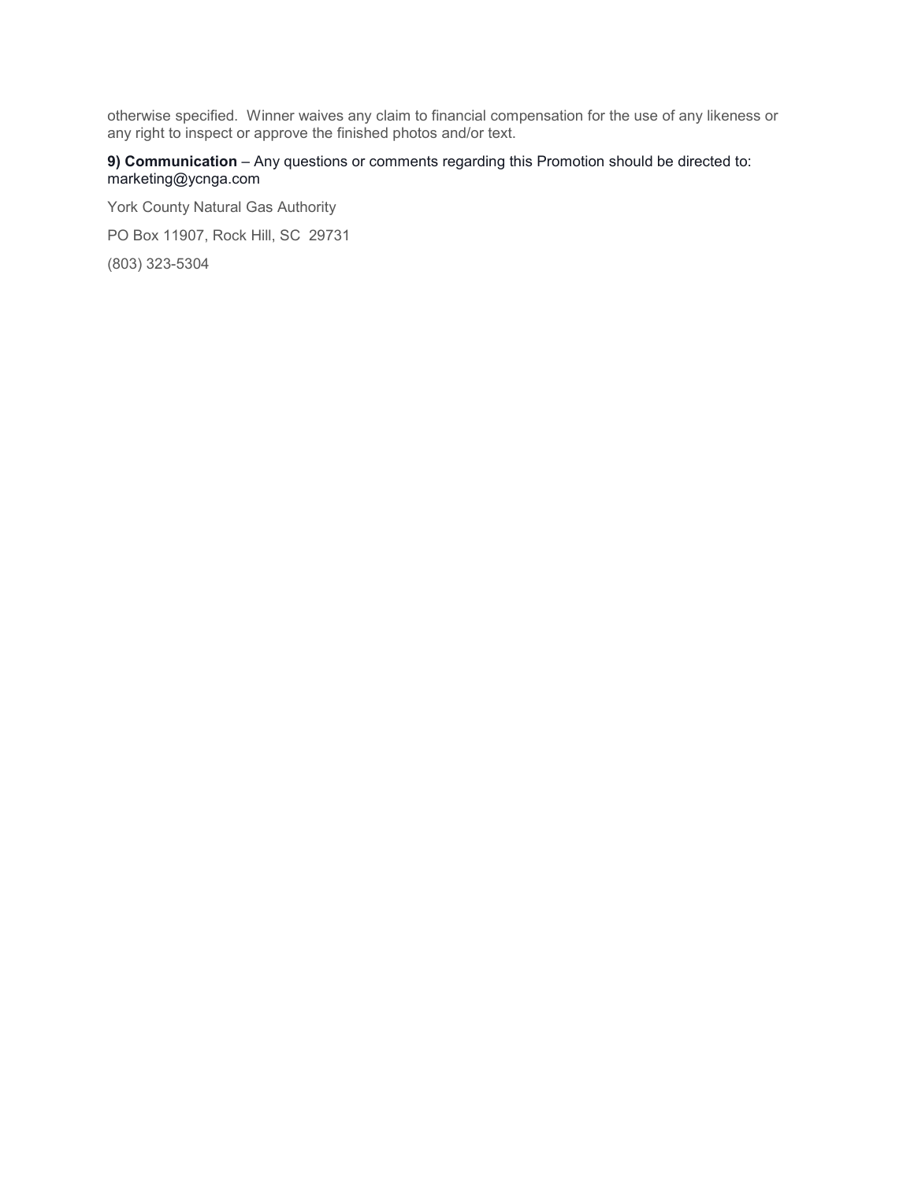otherwise specified. Winner waives any claim to financial compensation for the use of any likeness or any right to inspect or approve the finished photos and/or text.

**9) Communication** – Any questions or comments regarding this Promotion should be directed to: marketing@ycnga.com

York County Natural Gas Authority

PO Box 11907, Rock Hill, SC 29731

(803) 323-5304